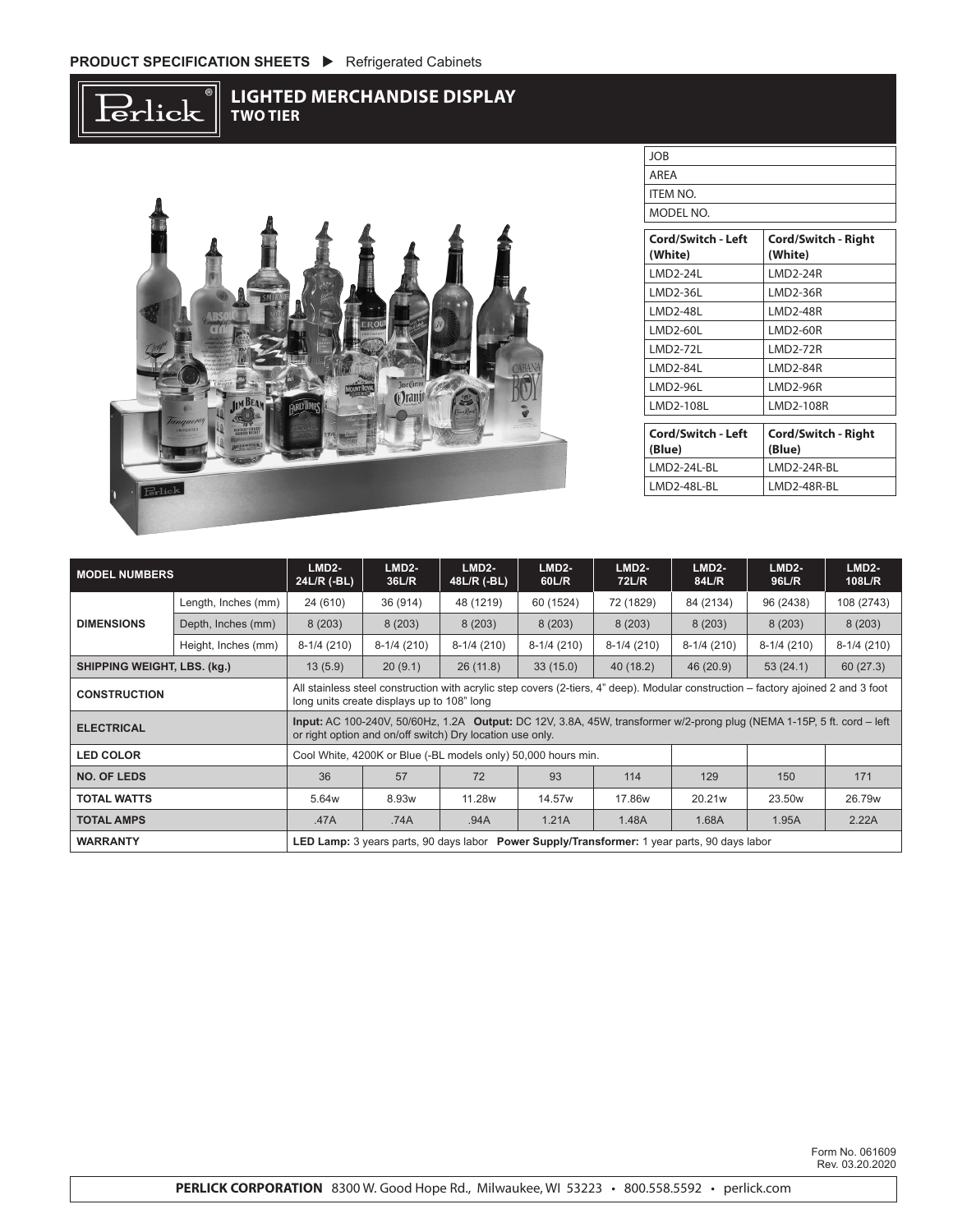PRODUCT SPECIFICATION SHEETS ▶ Refrigerated Cabinets

# LIGHTED MERCHANDISE DISPLAY
## TWO TIER

| JOB |
|---|
| AREA |
| ITEM NO. |
| MODEL NO. |

| Cord/Switch - Left (White) | Cord/Switch - Right (White) |
|---|---|
| LMD2-24L | LMD2-24R |
| LMD2-36L | LMD2-36R |
| LMD2-48L | LMD2-48R |
| LMD2-60L | LMD2-60R |
| LMD2-72L | LMD2-72R |
| LMD2-84L | LMD2-84R |
| LMD2-96L | LMD2-96R |
| LMD2-108L | LMD2-108R |

| Cord/Switch - Left (Blue) | Cord/Switch - Right (Blue) |
|---|---|
| LMD2-24L-BL | LMD2-24R-BL |
| LMD2-48L-BL | LMD2-48R-BL |

| MODEL NUMBERS | | LMD2-24L/R (-BL) | LMD2-36L/R | LMD2-48L/R (-BL) | LMD2-60L/R | LMD2-72L/R | LMD2-84L/R | LMD2-96L/R | LMD2-108L/R |
|---|---|---|---|---|---|---|---|---|---|
| DIMENSIONS | Length, Inches (mm) | 24 (610) | 36 (914) | 48 (1219) | 60 (1524) | 72 (1829) | 84 (2134) | 96 (2438) | 108 (2743) |
| | Depth, Inches (mm) | 8 (203) | 8 (203) | 8 (203) | 8 (203) | 8 (203) | 8 (203) | 8 (203) | 8 (203) |
| | Height, Inches (mm) | 8-1/4 (210) | 8-1/4 (210) | 8-1/4 (210) | 8-1/4 (210) | 8-1/4 (210) | 8-1/4 (210) | 8-1/4 (210) | 8-1/4 (210) |
| SHIPPING WEIGHT, LBS. (kg.) | | 13 (5.9) | 20 (9.1) | 26 (11.8) | 33 (15.0) | 40 (18.2) | 46 (20.9) | 53 (24.1) | 60 (27.3) |
| CONSTRUCTION | | All stainless steel construction with acrylic step covers (2-tiers, 4" deep). Modular construction – factory ajoined 2 and 3 foot long units create displays up to 108" long | | | | | | | |
| ELECTRICAL | | **Input:** AC 100-240V, 50/60Hz, 1.2A **Output:** DC 12V, 3.8A, 45W, transformer w/2-prong plug (NEMA 1-15P, 5 ft. cord – left or right option and on/off switch) Dry location use only. | | | | | | | |
| LED COLOR | | Cool White, 4200K or Blue (-BL models only) 50,000 hours min. | | | | | | | |
| NO. OF LEDS | | 36 | 57 | 72 | 93 | 114 | 129 | 150 | 171 |
| TOTAL WATTS | | 5.64w | 8.93w | 11.28w | 14.57w | 17.86w | 20.21w | 23.50w | 26.79w |
| TOTAL AMPS | | .47A | .74A | .94A | 1.21A | 1.48A | 1.68A | 1.95A | 2.22A |
| WARRANTY | | **LED Lamp:** 3 years parts, 90 days labor **Power Supply/Transformer:** 1 year parts, 90 days labor | | | | | | | |

Form No. 061609
Rev. 03.20.2020

**PERLICK CORPORATION** 8300 W. Good Hope Rd., Milwaukee, WI 53223 • 800.558.5592 • perlick.com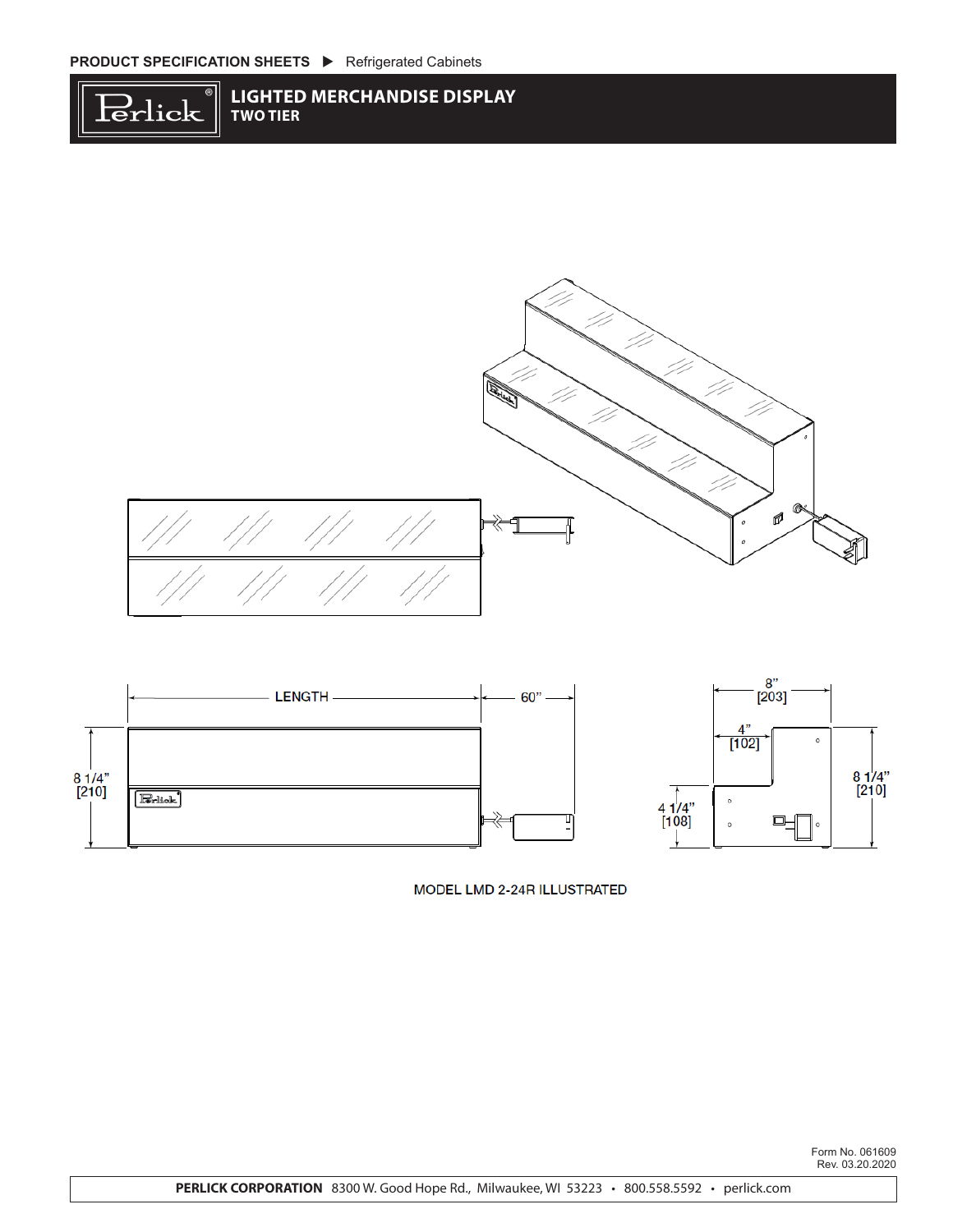PRODUCT SPECIFICATION SHEETS ▶ Refrigerated Cabinets

# LIGHTED MERCHANDISE DISPLAY
## TWO TIER

LENGTH

60"

8 1/4"
[210]

8"
[203]

4"
[102]

4 1/4"
[108]

8 1/4"
[210]

MODEL LMD 2-24R ILLUSTRATED

Form No. 061609
Rev. 03.20.2020

**PERLICK CORPORATION** 8300 W. Good Hope Rd., Milwaukee, WI 53223 • 800.558.5592 • perlick.com